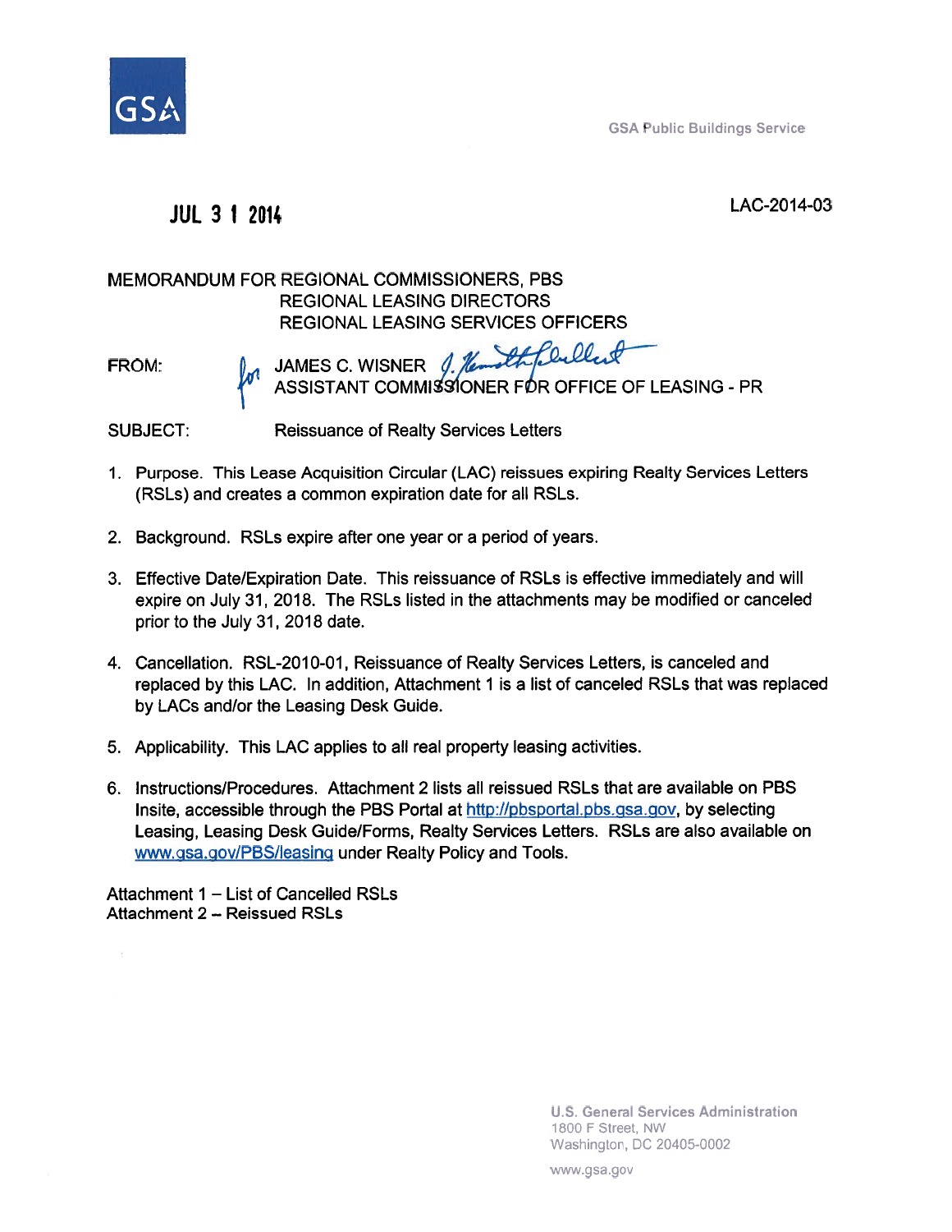GSA

GSA Public Buildings Service

JUL 31 2014

LAC-2014-03

MEMORANDUM FOR REGIONAL COMMISSIONERS, PBS
REGIONAL LEASING DIRECTORS
REGIONAL LEASING SERVICES OFFICERS

FROM: for JAMES C. WISNER
ASSISTANT COMMISSIONER FOR OFFICE OF LEASING - PR

SUBJECT: Reissuance of Realty Services Letters

1. Purpose. This Lease Acquisition Circular (LAC) reissues expiring Realty Services Letters (RSLs) and creates a common expiration date for all RSLs.

2. Background. RSLs expire after one year or a period of years.

3. Effective Date/Expiration Date. This reissuance of RSLs is effective immediately and will expire on July 31, 2018. The RSLs listed in the attachments may be modified or canceled prior to the July 31, 2018 date.

4. Cancellation. RSL-2010-01, Reissuance of Realty Services Letters, is canceled and replaced by this LAC. In addition, Attachment 1 is a list of canceled RSLs that was replaced by LACs and/or the Leasing Desk Guide.

5. Applicability. This LAC applies to all real property leasing activities.

6. Instructions/Procedures. Attachment 2 lists all reissued RSLs that are available on PBS Insite, accessible through the PBS Portal at http://pbsportal.pbs.gsa.gov, by selecting Leasing, Leasing Desk Guide/Forms, Realty Services Letters. RSLs are also available on www.gsa.gov/PBS/leasing under Realty Policy and Tools.

Attachment 1 – List of Cancelled RSLs
Attachment 2 – Reissued RSLs

U.S. General Services Administration
1800 F Street, NW
Washington, DC 20405-0002

www.gsa.gov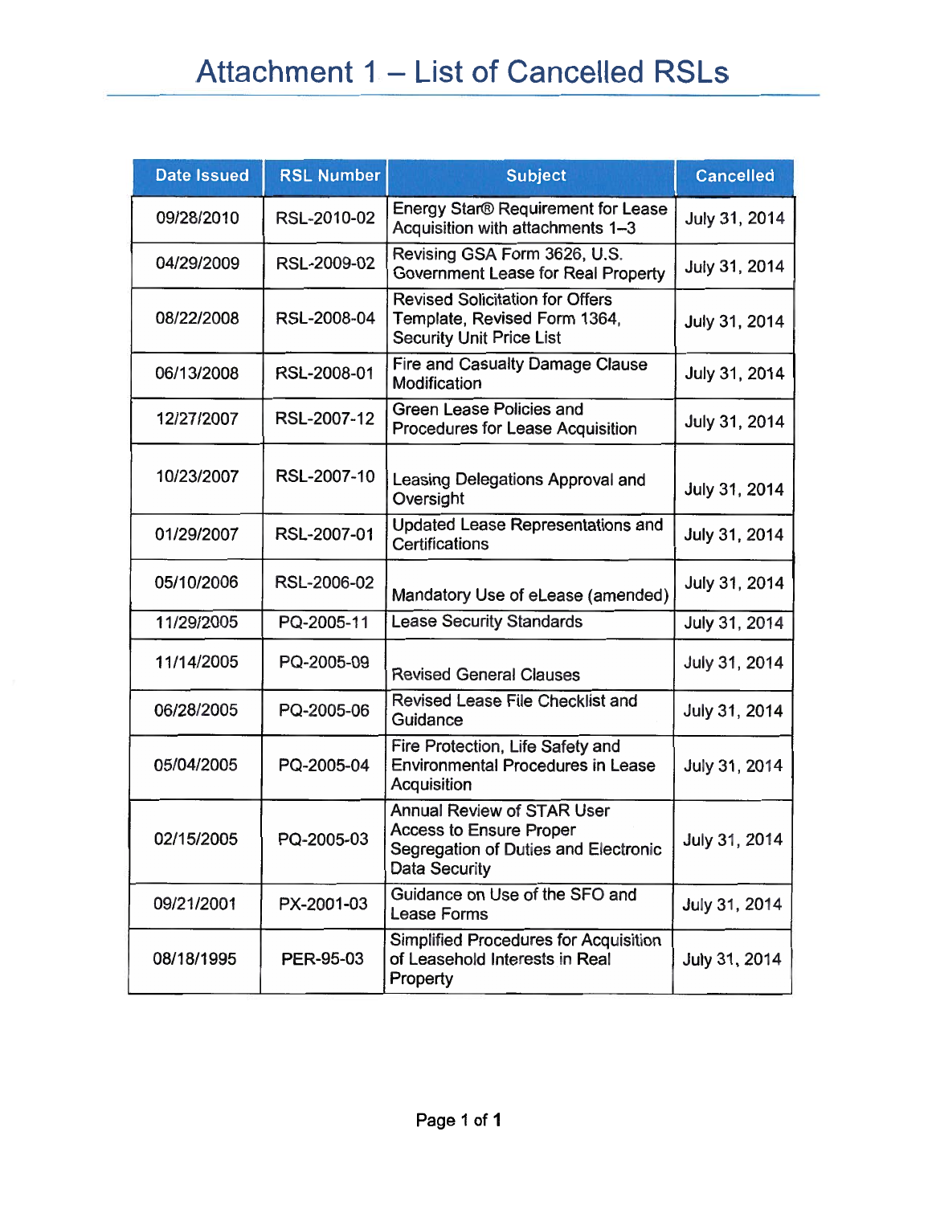# Attachment 1 – List of Cancelled RSLs

| Date Issued | RSL Number | Subject | Cancelled |
| --- | --- | --- | --- |
| 09/28/2010 | RSL-2010-02 | Energy Star® Requirement for Lease Acquisition with attachments 1–3 | July 31, 2014 |
| 04/29/2009 | RSL-2009-02 | Revising GSA Form 3626, U.S. Government Lease for Real Property | July 31, 2014 |
| 08/22/2008 | RSL-2008-04 | Revised Solicitation for Offers Template, Revised Form 1364, Security Unit Price List | July 31, 2014 |
| 06/13/2008 | RSL-2008-01 | Fire and Casualty Damage Clause Modification | July 31, 2014 |
| 12/27/2007 | RSL-2007-12 | Green Lease Policies and Procedures for Lease Acquisition | July 31, 2014 |
| 10/23/2007 | RSL-2007-10 | Leasing Delegations Approval and Oversight | July 31, 2014 |
| 01/29/2007 | RSL-2007-01 | Updated Lease Representations and Certifications | July 31, 2014 |
| 05/10/2006 | RSL-2006-02 | Mandatory Use of eLease (amended) | July 31, 2014 |
| 11/29/2005 | PQ-2005-11 | Lease Security Standards | July 31, 2014 |
| 11/14/2005 | PQ-2005-09 | Revised General Clauses | July 31, 2014 |
| 06/28/2005 | PQ-2005-06 | Revised Lease File Checklist and Guidance | July 31, 2014 |
| 05/04/2005 | PQ-2005-04 | Fire Protection, Life Safety and Environmental Procedures in Lease Acquisition | July 31, 2014 |
| 02/15/2005 | PQ-2005-03 | Annual Review of STAR User Access to Ensure Proper Segregation of Duties and Electronic Data Security | July 31, 2014 |
| 09/21/2001 | PX-2001-03 | Guidance on Use of the SFO and Lease Forms | July 31, 2014 |
| 08/18/1995 | PER-95-03 | Simplified Procedures for Acquisition of Leasehold Interests in Real Property | July 31, 2014 |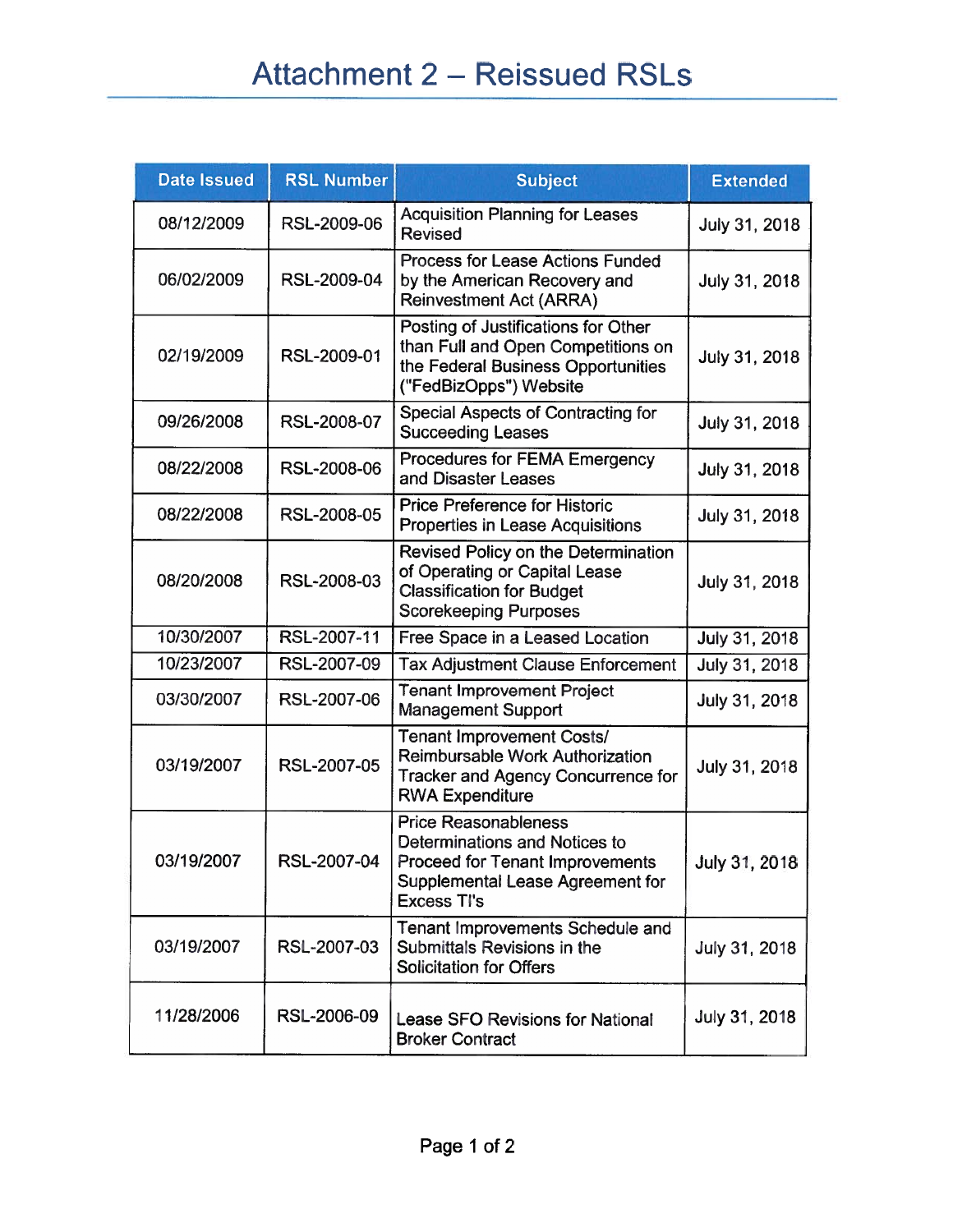# Attachment 2 – Reissued RSLs

| Date Issued | RSL Number | Subject | Extended |
|---|---|---|---|
| 08/12/2009 | RSL-2009-06 | Acquisition Planning for Leases Revised | July 31, 2018 |
| 06/02/2009 | RSL-2009-04 | Process for Lease Actions Funded by the American Recovery and Reinvestment Act (ARRA) | July 31, 2018 |
| 02/19/2009 | RSL-2009-01 | Posting of Justifications for Other than Full and Open Competitions on the Federal Business Opportunities ("FedBizOpps") Website | July 31, 2018 |
| 09/26/2008 | RSL-2008-07 | Special Aspects of Contracting for Succeeding Leases | July 31, 2018 |
| 08/22/2008 | RSL-2008-06 | Procedures for FEMA Emergency and Disaster Leases | July 31, 2018 |
| 08/22/2008 | RSL-2008-05 | Price Preference for Historic Properties in Lease Acquisitions | July 31, 2018 |
| 08/20/2008 | RSL-2008-03 | Revised Policy on the Determination of Operating or Capital Lease Classification for Budget Scorekeeping Purposes | July 31, 2018 |
| 10/30/2007 | RSL-2007-11 | Free Space in a Leased Location | July 31, 2018 |
| 10/23/2007 | RSL-2007-09 | Tax Adjustment Clause Enforcement | July 31, 2018 |
| 03/30/2007 | RSL-2007-06 | Tenant Improvement Project Management Support | July 31, 2018 |
| 03/19/2007 | RSL-2007-05 | Tenant Improvement Costs/ Reimbursable Work Authorization Tracker and Agency Concurrence for RWA Expenditure | July 31, 2018 |
| 03/19/2007 | RSL-2007-04 | Price Reasonableness Determinations and Notices to Proceed for Tenant Improvements Supplemental Lease Agreement for Excess TI's | July 31, 2018 |
| 03/19/2007 | RSL-2007-03 | Tenant Improvements Schedule and Submittals Revisions in the Solicitation for Offers | July 31, 2018 |
| 11/28/2006 | RSL-2006-09 | Lease SFO Revisions for National Broker Contract | July 31, 2018 |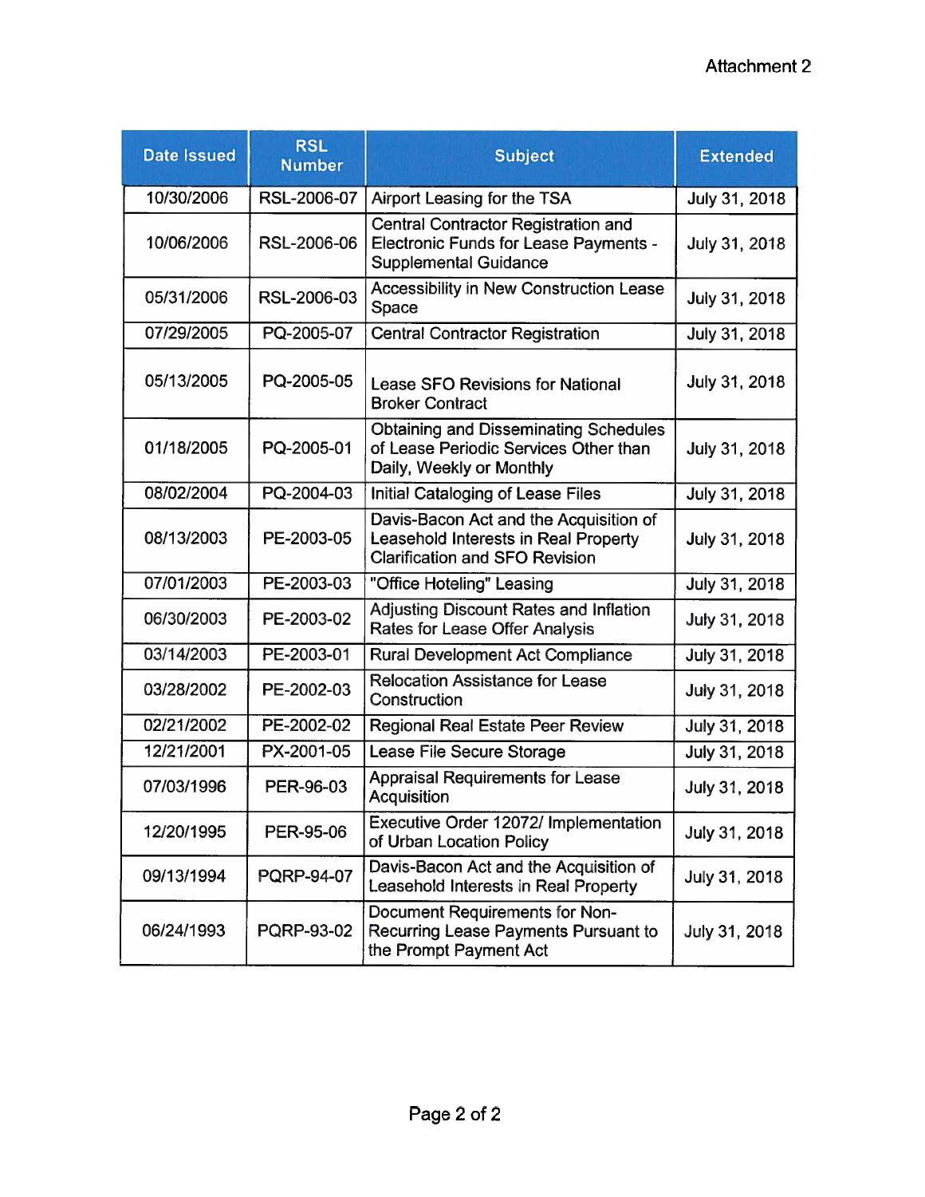Attachment 2

| Date Issued | RSL Number | Subject | Extended |
|---|---|---|---|
| 10/30/2006 | RSL-2006-07 | Airport Leasing for the TSA | July 31, 2018 |
| 10/06/2006 | RSL-2006-06 | Central Contractor Registration and Electronic Funds for Lease Payments - Supplemental Guidance | July 31, 2018 |
| 05/31/2006 | RSL-2006-03 | Accessibility in New Construction Lease Space | July 31, 2018 |
| 07/29/2005 | PQ-2005-07 | Central Contractor Registration | July 31, 2018 |
| 05/13/2005 | PQ-2005-05 | Lease SFO Revisions for National Broker Contract | July 31, 2018 |
| 01/18/2005 | PQ-2005-01 | Obtaining and Disseminating Schedules of Lease Periodic Services Other than Daily, Weekly or Monthly | July 31, 2018 |
| 08/02/2004 | PQ-2004-03 | Initial Cataloging of Lease Files | July 31, 2018 |
| 08/13/2003 | PE-2003-05 | Davis-Bacon Act and the Acquisition of Leasehold Interests in Real Property Clarification and SFO Revision | July 31, 2018 |
| 07/01/2003 | PE-2003-03 | "Office Hoteling" Leasing | July 31, 2018 |
| 06/30/2003 | PE-2003-02 | Adjusting Discount Rates and Inflation Rates for Lease Offer Analysis | July 31, 2018 |
| 03/14/2003 | PE-2003-01 | Rural Development Act Compliance | July 31, 2018 |
| 03/28/2002 | PE-2002-03 | Relocation Assistance for Lease Construction | July 31, 2018 |
| 02/21/2002 | PE-2002-02 | Regional Real Estate Peer Review | July 31, 2018 |
| 12/21/2001 | PX-2001-05 | Lease File Secure Storage | July 31, 2018 |
| 07/03/1996 | PER-96-03 | Appraisal Requirements for Lease Acquisition | July 31, 2018 |
| 12/20/1995 | PER-95-06 | Executive Order 12072/ Implementation of Urban Location Policy | July 31, 2018 |
| 09/13/1994 | PQRP-94-07 | Davis-Bacon Act and the Acquisition of Leasehold Interests in Real Property | July 31, 2018 |
| 06/24/1993 | PQRP-93-02 | Document Requirements for Non-Recurring Lease Payments Pursuant to the Prompt Payment Act | July 31, 2018 |